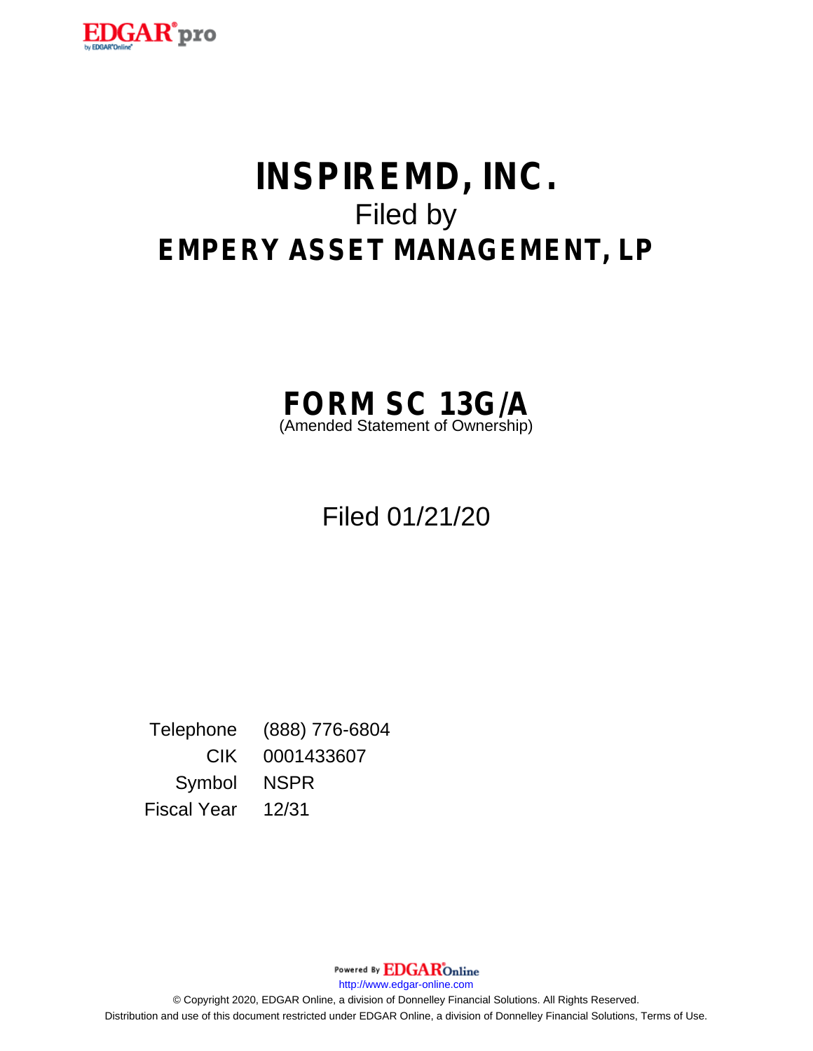# INSPIREMD, INC.

Filed by

# EMPERY ASSET MANAGEMENT, LP

## FORM SC 13G/A

(Amended Statement of Ownership)

Filed 01/21/20

| | |
|---|---|
| Telephone | (888) 776-6804 |
| CIK | 0001433607 |
| Symbol | NSPR |
| Fiscal Year | 12/31 |

Powered By EDGAROnline

http://www.edgar-online.com

© Copyright 2020, EDGAR Online, a division of Donnelley Financial Solutions. All Rights Reserved.

Distribution and use of this document restricted under EDGAR Online, a division of Donnelley Financial Solutions, Terms of Use.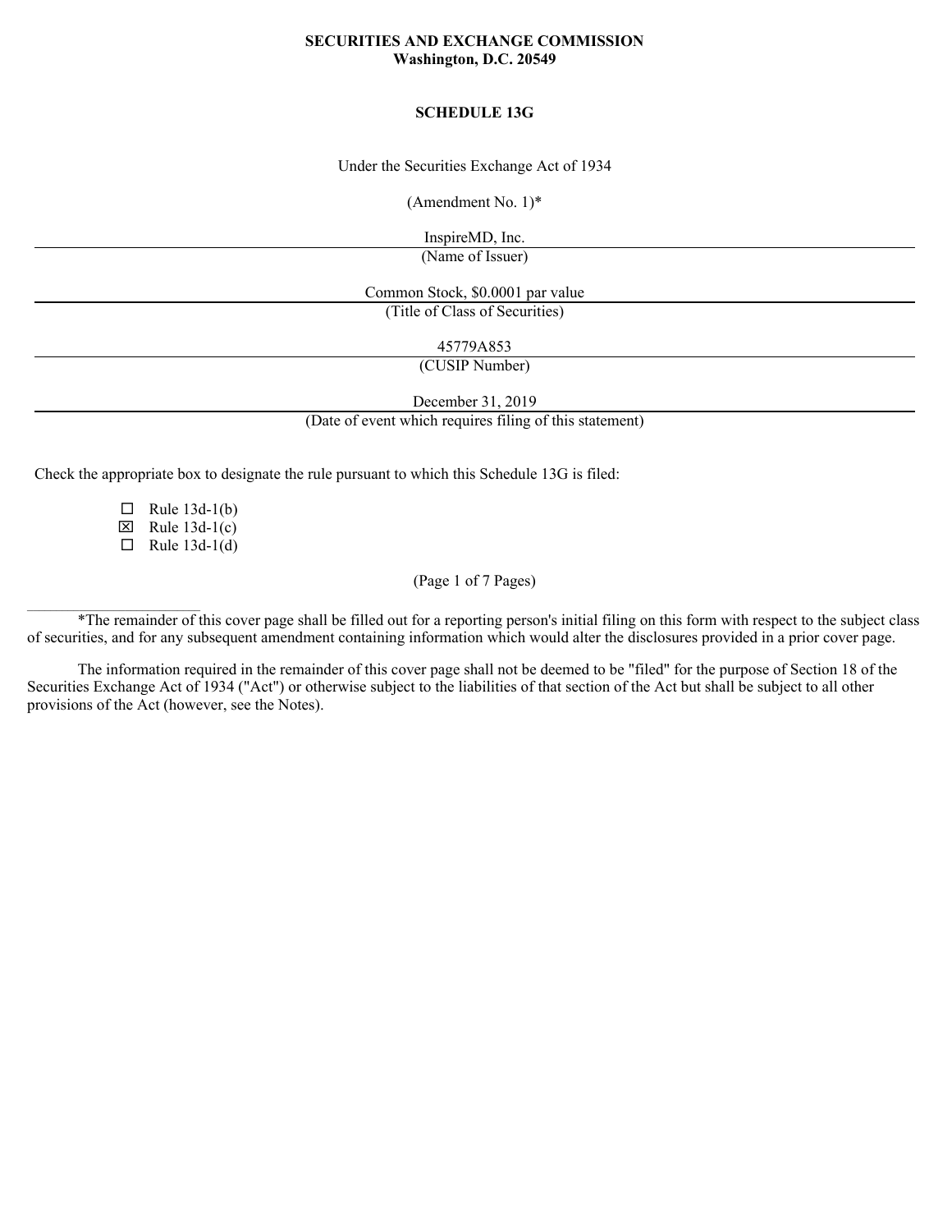**SECURITIES AND EXCHANGE COMMISSION**
**Washington, D.C. 20549**

**SCHEDULE 13G**

Under the Securities Exchange Act of 1934

(Amendment No. 1)*

InspireMD, Inc.

(Name of Issuer)

Common Stock, $0.0001 par value

(Title of Class of Securities)

45779A853

(CUSIP Number)

December 31, 2019

(Date of event which requires filing of this statement)

Check the appropriate box to designate the rule pursuant to which this Schedule 13G is filed:

☐ Rule 13d-1(b)
☒ Rule 13d-1(c)
☐ Rule 13d-1(d)

(Page 1 of 7 Pages)

*The remainder of this cover page shall be filled out for a reporting person's initial filing on this form with respect to the subject class of securities, and for any subsequent amendment containing information which would alter the disclosures provided in a prior cover page.

The information required in the remainder of this cover page shall not be deemed to be "filed" for the purpose of Section 18 of the Securities Exchange Act of 1934 ("Act") or otherwise subject to the liabilities of that section of the Act but shall be subject to all other provisions of the Act (however, see the Notes).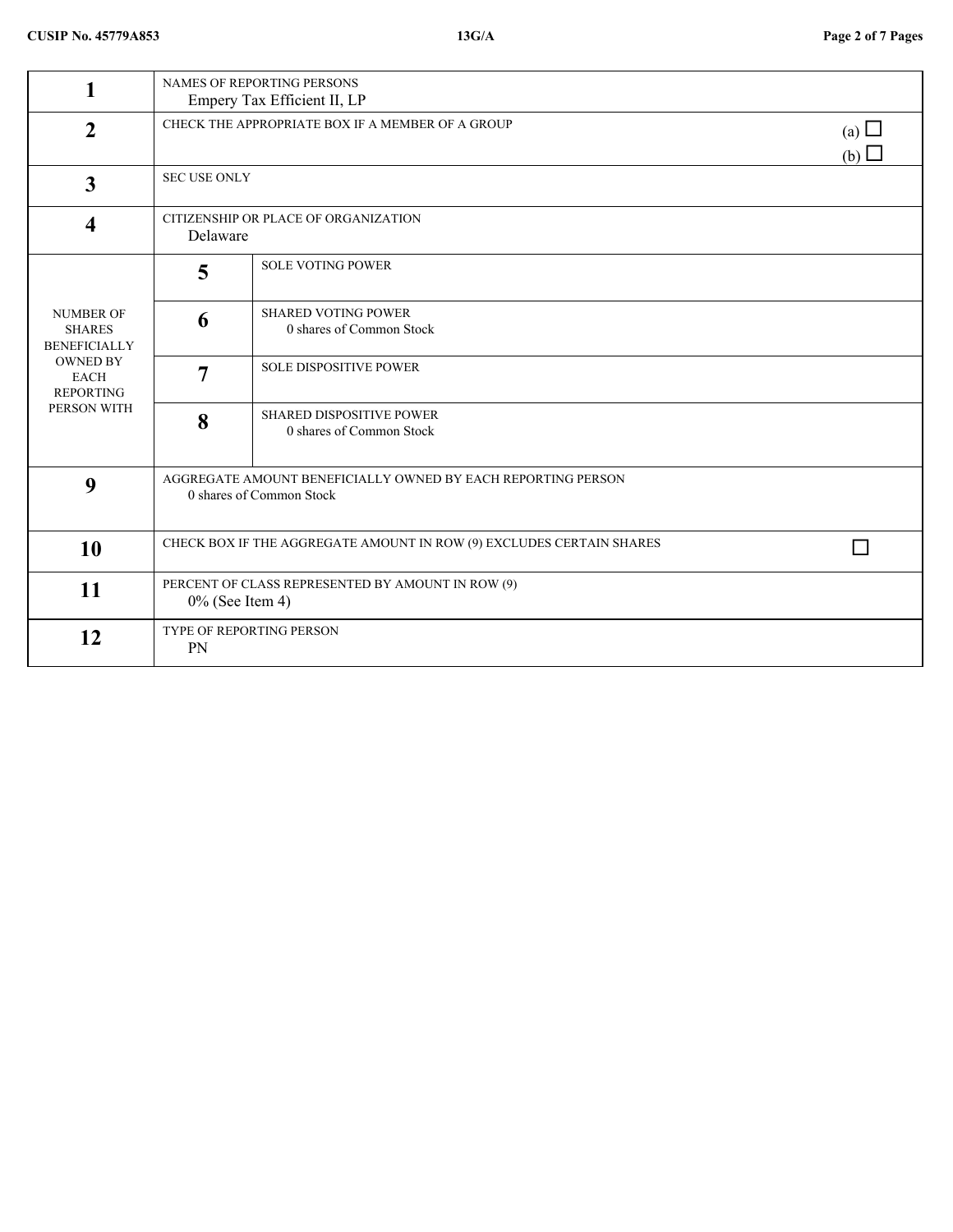| | | | |
|---|---|---|---|
| 1 | NAMES OF REPORTING PERSONS<br>Empery Tax Efficient II, LP | | |
| 2 | CHECK THE APPROPRIATE BOX IF A MEMBER OF A GROUP | | (a) ☐<br>(b) ☐ |
| 3 | SEC USE ONLY | | |
| 4 | CITIZENSHIP OR PLACE OF ORGANIZATION<br>Delaware | | |
| NUMBER OF SHARES BENEFICIALLY OWNED BY EACH REPORTING PERSON WITH | 5 | SOLE VOTING POWER | |
| | 6 | SHARED VOTING POWER<br>0 shares of Common Stock | |
| | 7 | SOLE DISPOSITIVE POWER | |
| | 8 | SHARED DISPOSITIVE POWER<br>0 shares of Common Stock | |
| 9 | AGGREGATE AMOUNT BENEFICIALLY OWNED BY EACH REPORTING PERSON<br>0 shares of Common Stock | | |
| 10 | CHECK BOX IF THE AGGREGATE AMOUNT IN ROW (9) EXCLUDES CERTAIN SHARES | | ☐ |
| 11 | PERCENT OF CLASS REPRESENTED BY AMOUNT IN ROW (9)<br>0% (See Item 4) | | |
| 12 | TYPE OF REPORTING PERSON<br>PN | | |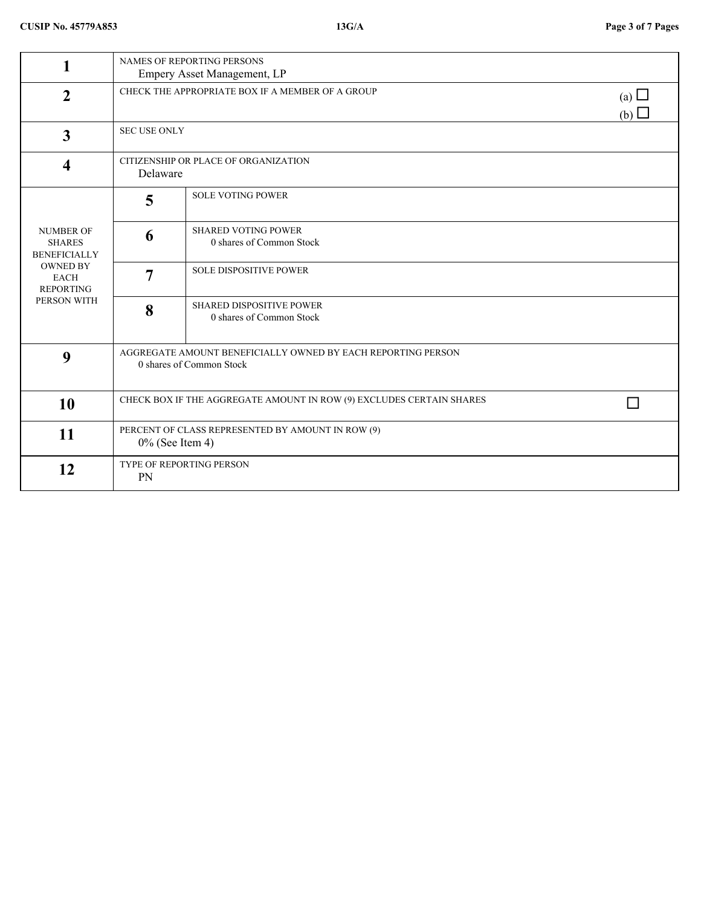| | | | |
|---|---|---|---|
| 1 | NAMES OF REPORTING PERSONS<br>Empery Asset Management, LP | | |
| 2 | CHECK THE APPROPRIATE BOX IF A MEMBER OF A GROUP | | (a) ☐<br>(b) ☐ |
| 3 | SEC USE ONLY | | |
| 4 | CITIZENSHIP OR PLACE OF ORGANIZATION<br>Delaware | | |
| NUMBER OF SHARES BENEFICIALLY OWNED BY EACH REPORTING PERSON WITH | 5 | SOLE VOTING POWER | |
| | 6 | SHARED VOTING POWER<br>0 shares of Common Stock | |
| | 7 | SOLE DISPOSITIVE POWER | |
| | 8 | SHARED DISPOSITIVE POWER<br>0 shares of Common Stock | |
| 9 | AGGREGATE AMOUNT BENEFICIALLY OWNED BY EACH REPORTING PERSON<br>0 shares of Common Stock | | |
| 10 | CHECK BOX IF THE AGGREGATE AMOUNT IN ROW (9) EXCLUDES CERTAIN SHARES | | ☐ |
| 11 | PERCENT OF CLASS REPRESENTED BY AMOUNT IN ROW (9)<br>0% (See Item 4) | | |
| 12 | TYPE OF REPORTING PERSON<br>PN | | |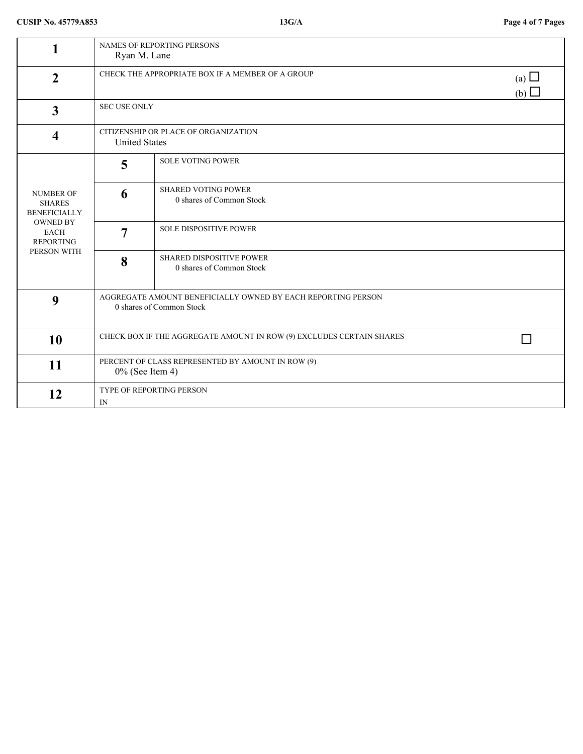| | | | |
|---|---|---|---|
| 1 | NAMES OF REPORTING PERSONS<br>Ryan M. Lane | | |
| 2 | CHECK THE APPROPRIATE BOX IF A MEMBER OF A GROUP | | (a) ☐<br>(b) ☐ |
| 3 | SEC USE ONLY | | |
| 4 | CITIZENSHIP OR PLACE OF ORGANIZATION<br>United States | | |
| NUMBER OF SHARES BENEFICIALLY OWNED BY EACH REPORTING PERSON WITH | 5 | SOLE VOTING POWER | |
| | 6 | SHARED VOTING POWER<br>0 shares of Common Stock | |
| | 7 | SOLE DISPOSITIVE POWER | |
| | 8 | SHARED DISPOSITIVE POWER<br>0 shares of Common Stock | |
| 9 | AGGREGATE AMOUNT BENEFICIALLY OWNED BY EACH REPORTING PERSON<br>0 shares of Common Stock | | |
| 10 | CHECK BOX IF THE AGGREGATE AMOUNT IN ROW (9) EXCLUDES CERTAIN SHARES | | ☐ |
| 11 | PERCENT OF CLASS REPRESENTED BY AMOUNT IN ROW (9)<br>0% (See Item 4) | | |
| 12 | TYPE OF REPORTING PERSON<br>IN | | |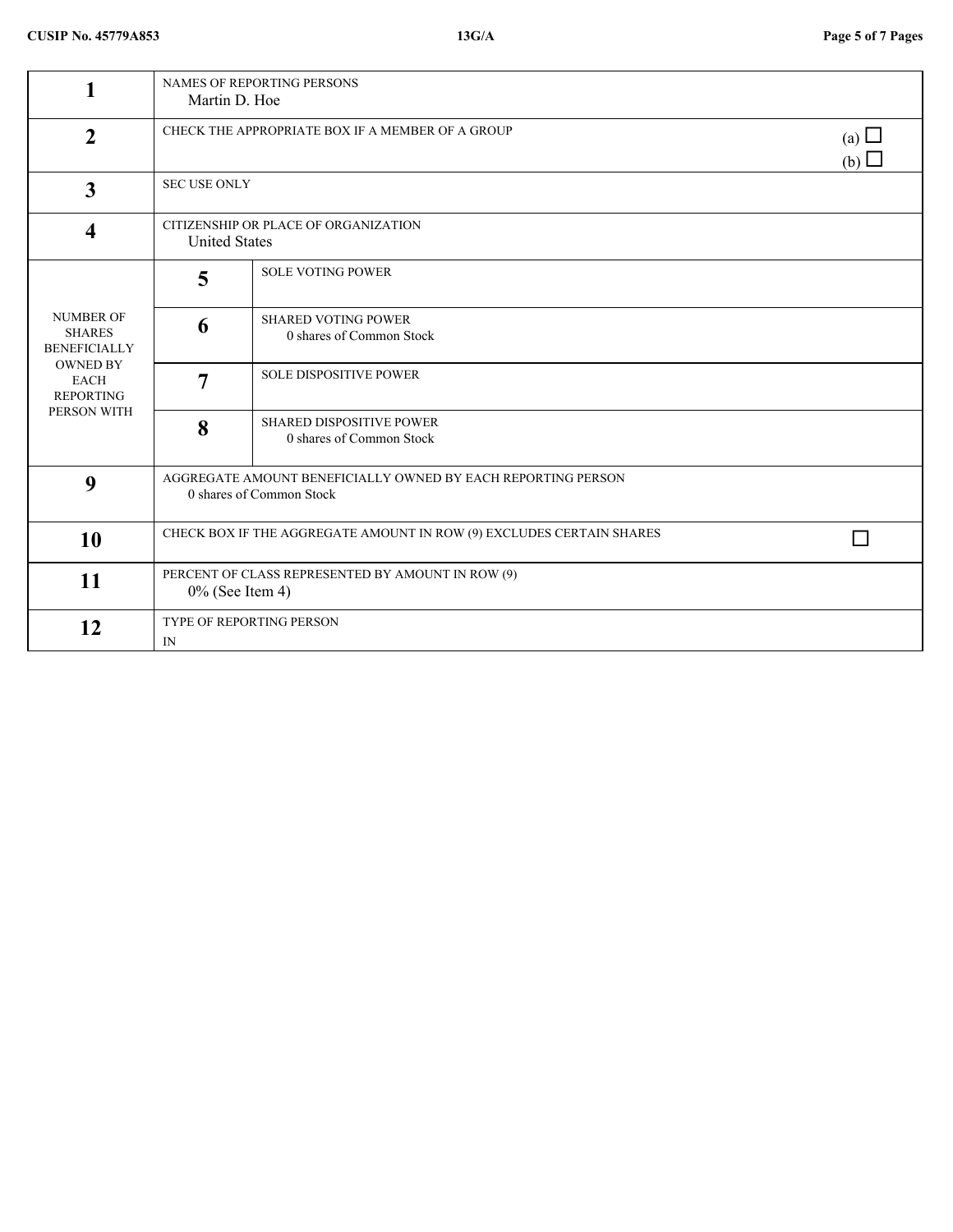| | | | |
|---|---|---|---|
| 1 | NAMES OF REPORTING PERSONS<br>Martin D. Hoe | | |
| 2 | CHECK THE APPROPRIATE BOX IF A MEMBER OF A GROUP | | (a) ☐<br>(b) ☐ |
| 3 | SEC USE ONLY | | |
| 4 | CITIZENSHIP OR PLACE OF ORGANIZATION<br>United States | | |
| NUMBER OF SHARES BENEFICIALLY OWNED BY EACH REPORTING PERSON WITH | 5 | SOLE VOTING POWER | |
| | 6 | SHARED VOTING POWER<br>0 shares of Common Stock | |
| | 7 | SOLE DISPOSITIVE POWER | |
| | 8 | SHARED DISPOSITIVE POWER<br>0 shares of Common Stock | |
| 9 | AGGREGATE AMOUNT BENEFICIALLY OWNED BY EACH REPORTING PERSON<br>0 shares of Common Stock | | |
| 10 | CHECK BOX IF THE AGGREGATE AMOUNT IN ROW (9) EXCLUDES CERTAIN SHARES | | ☐ |
| 11 | PERCENT OF CLASS REPRESENTED BY AMOUNT IN ROW (9)<br>0% (See Item 4) | | |
| 12 | TYPE OF REPORTING PERSON<br>IN | | |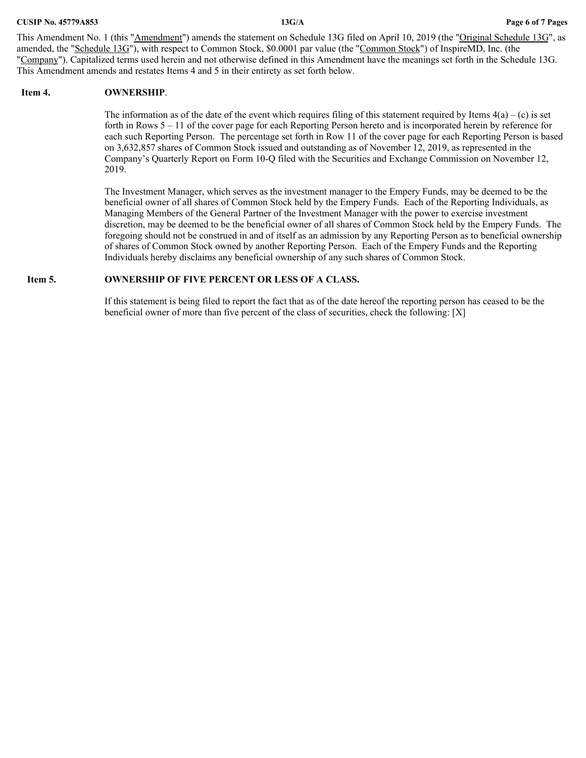This Amendment No. 1 (this "Amendment") amends the statement on Schedule 13G filed on April 10, 2019 (the "Original Schedule 13G", as amended, the "Schedule 13G"), with respect to Common Stock, $0.0001 par value (the "Common Stock") of InspireMD, Inc. (the "Company"). Capitalized terms used herein and not otherwise defined in this Amendment have the meanings set forth in the Schedule 13G. This Amendment amends and restates Items 4 and 5 in their entirety as set forth below.

**Item 4. OWNERSHIP**.

The information as of the date of the event which requires filing of this statement required by Items 4(a) – (c) is set forth in Rows 5 – 11 of the cover page for each Reporting Person hereto and is incorporated herein by reference for each such Reporting Person. The percentage set forth in Row 11 of the cover page for each Reporting Person is based on 3,632,857 shares of Common Stock issued and outstanding as of November 12, 2019, as represented in the Company's Quarterly Report on Form 10-Q filed with the Securities and Exchange Commission on November 12, 2019.

The Investment Manager, which serves as the investment manager to the Empery Funds, may be deemed to be the beneficial owner of all shares of Common Stock held by the Empery Funds. Each of the Reporting Individuals, as Managing Members of the General Partner of the Investment Manager with the power to exercise investment discretion, may be deemed to be the beneficial owner of all shares of Common Stock held by the Empery Funds. The foregoing should not be construed in and of itself as an admission by any Reporting Person as to beneficial ownership of shares of Common Stock owned by another Reporting Person. Each of the Empery Funds and the Reporting Individuals hereby disclaims any beneficial ownership of any such shares of Common Stock.

**Item 5. OWNERSHIP OF FIVE PERCENT OR LESS OF A CLASS.**

If this statement is being filed to report the fact that as of the date hereof the reporting person has ceased to be the beneficial owner of more than five percent of the class of securities, check the following: [X]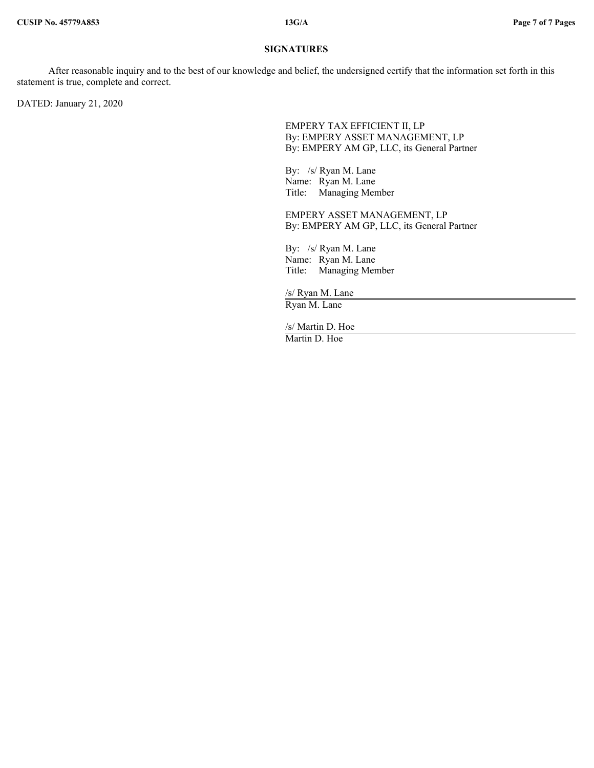## SIGNATURES

After reasonable inquiry and to the best of our knowledge and belief, the undersigned certify that the information set forth in this statement is true, complete and correct.

DATED: January 21, 2020

EMPERY TAX EFFICIENT II, LP
By: EMPERY ASSET MANAGEMENT, LP
By: EMPERY AM GP, LLC, its General Partner

By: /s/ Ryan M. Lane
Name: Ryan M. Lane
Title: Managing Member

EMPERY ASSET MANAGEMENT, LP
By: EMPERY AM GP, LLC, its General Partner

By: /s/ Ryan M. Lane
Name: Ryan M. Lane
Title: Managing Member

/s/ Ryan M. Lane
Ryan M. Lane

/s/ Martin D. Hoe
Martin D. Hoe